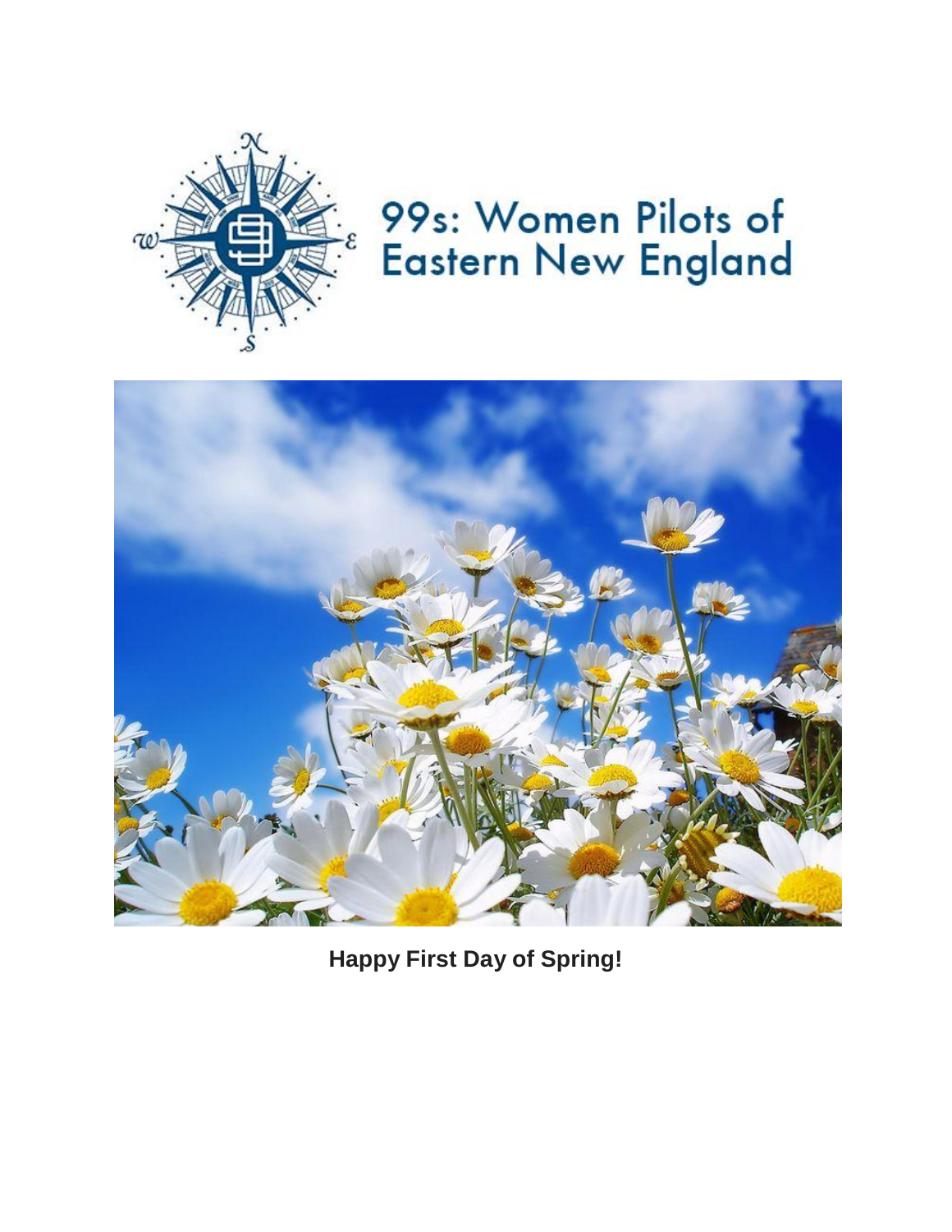# 99s: Women Pilots of Eastern New England

**Happy First Day of Spring!**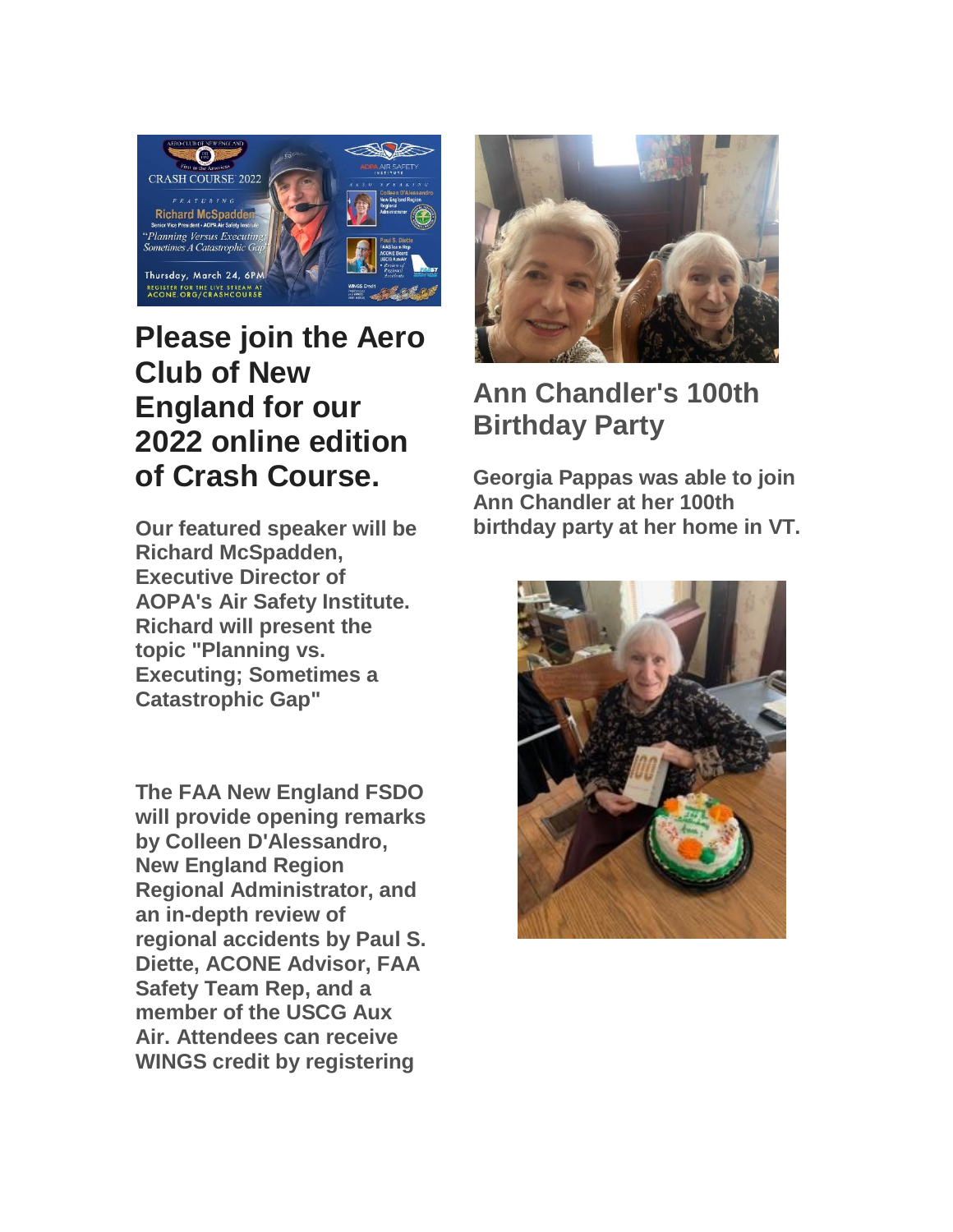# Please join the Aero Club of New England for our 2022 online edition of Crash Course.

**Our featured speaker will be Richard McSpadden, Executive Director of AOPA's Air Safety Institute. Richard will present the topic "Planning vs. Executing; Sometimes a Catastrophic Gap"**

**The FAA New England FSDO will provide opening remarks by Colleen D'Alessandro, New England Region Regional Administrator, and an in-depth review of regional accidents by Paul S. Diette, ACONE Advisor, FAA Safety Team Rep, and a member of the USCG Aux Air. Attendees can receive WINGS credit by registering**

## Ann Chandler's 100th Birthday Party

**Georgia Pappas was able to join Ann Chandler at her 100th birthday party at her home in VT.**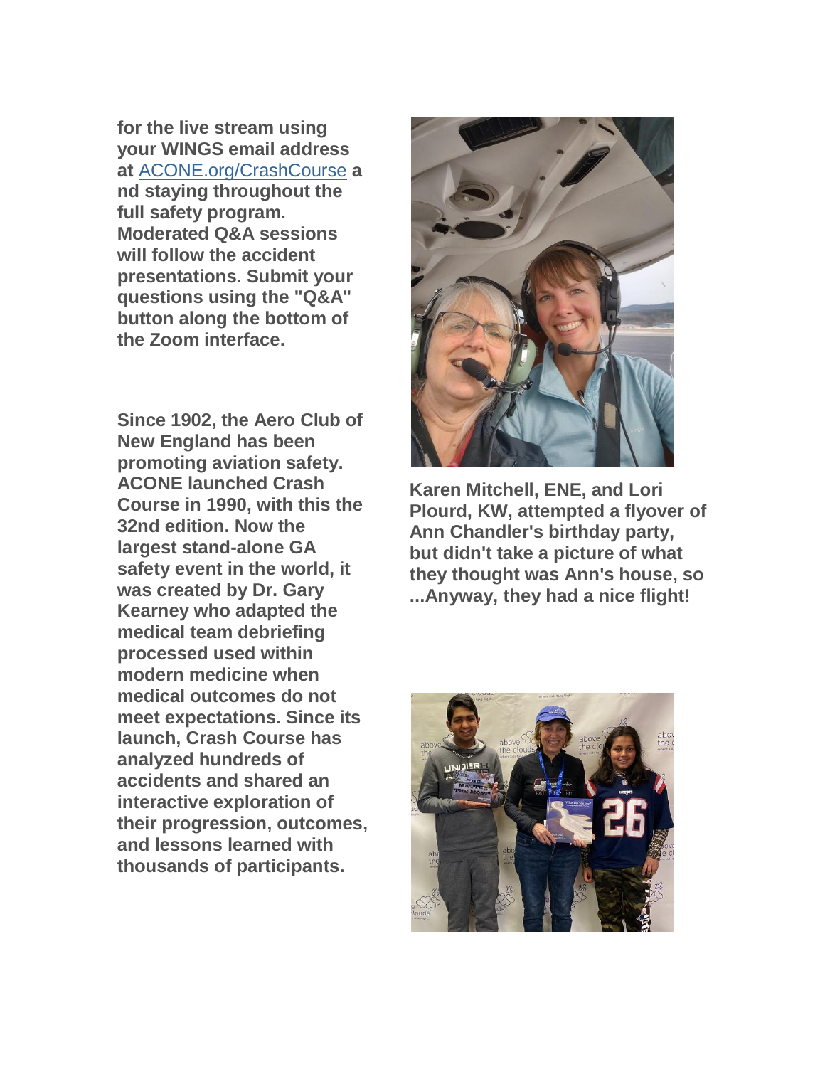**for the live stream using your WINGS email address at [ACONE.org/CrashCourse](ACONE.org/CrashCourse) and staying throughout the full safety program. Moderated Q&A sessions will follow the accident presentations. Submit your questions using the "Q&A" button along the bottom of the Zoom interface.**

**Since 1902, the Aero Club of New England has been promoting aviation safety. ACONE launched Crash Course in 1990, with this the 32nd edition. Now the largest stand-alone GA safety event in the world, it was created by Dr. Gary Kearney who adapted the medical team debriefing processed used within modern medicine when medical outcomes do not meet expectations. Since its launch, Crash Course has analyzed hundreds of accidents and shared an interactive exploration of their progression, outcomes, and lessons learned with thousands of participants.**

**Karen Mitchell, ENE, and Lori Plourd, KW, attempted a flyover of Ann Chandler's birthday party, but didn't take a picture of what they thought was Ann's house, so ...Anyway, they had a nice flight!**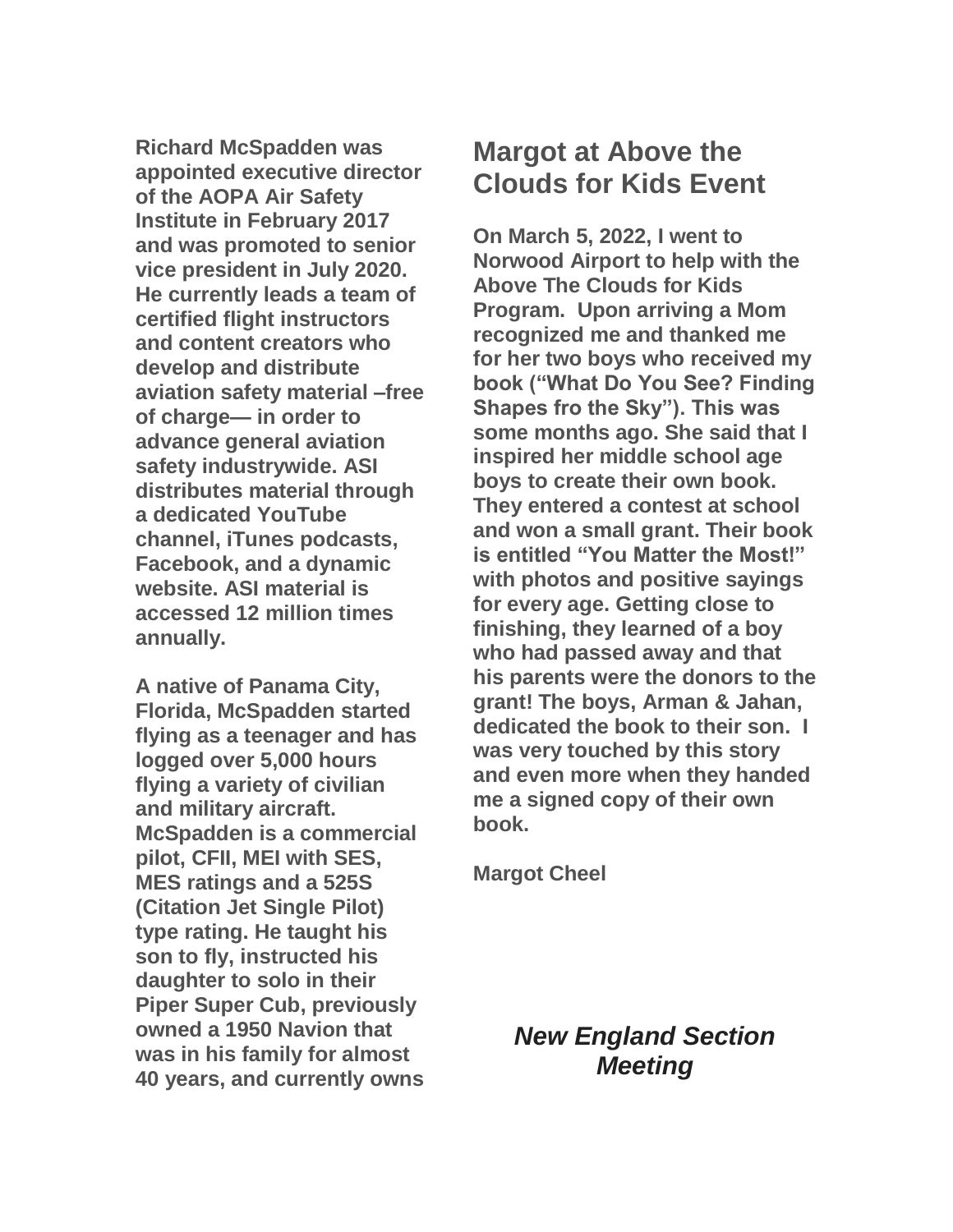**Richard McSpadden was appointed executive director of the AOPA Air Safety Institute in February 2017 and was promoted to senior vice president in July 2020. He currently leads a team of certified flight instructors and content creators who develop and distribute aviation safety material –free of charge— in order to advance general aviation safety industrywide. ASI distributes material through a dedicated YouTube channel, iTunes podcasts, Facebook, and a dynamic website. ASI material is accessed 12 million times annually.**

**A native of Panama City, Florida, McSpadden started flying as a teenager and has logged over 5,000 hours flying a variety of civilian and military aircraft. McSpadden is a commercial pilot, CFII, MEI with SES, MES ratings and a 525S (Citation Jet Single Pilot) type rating. He taught his son to fly, instructed his daughter to solo in their Piper Super Cub, previously owned a 1950 Navion that was in his family for almost 40 years, and currently owns**

## Margot at Above the Clouds for Kids Event

**On March 5, 2022, I went to Norwood Airport to help with the Above The Clouds for Kids Program. Upon arriving a Mom recognized me and thanked me for her two boys who received my book ("What Do You See? Finding Shapes fro the Sky"). This was some months ago. She said that I inspired her middle school age boys to create their own book. They entered a contest at school and won a small grant. Their book is entitled "You Matter the Most!" with photos and positive sayings for every age. Getting close to finishing, they learned of a boy who had passed away and that his parents were the donors to the grant! The boys, Arman & Jahan, dedicated the book to their son. I was very touched by this story and even more when they handed me a signed copy of their own book.**

**Margot Cheel**

## ***New England Section Meeting***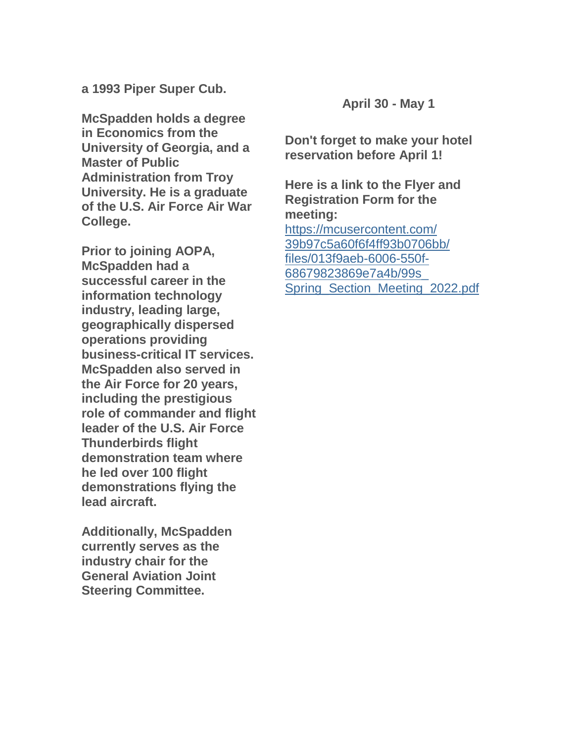**a 1993 Piper Super Cub.**

**McSpadden holds a degree in Economics from the University of Georgia, and a Master of Public Administration from Troy University. He is a graduate of the U.S. Air Force Air War College.**

**Prior to joining AOPA, McSpadden had a successful career in the information technology industry, leading large, geographically dispersed operations providing business-critical IT services. McSpadden also served in the Air Force for 20 years, including the prestigious role of commander and flight leader of the U.S. Air Force Thunderbirds flight demonstration team where he led over 100 flight demonstrations flying the lead aircraft.**

**Additionally, McSpadden currently serves as the industry chair for the General Aviation Joint Steering Committee.**

**April 30 - May 1**

**Don't forget to make your hotel reservation before April 1!**

**Here is a link to the Flyer and Registration Form for the meeting:**
[https://mcusercontent.com/39b97c5a60f6f4ff93b0706bb/files/013f9aeb-6006-550f-68679823869e7a4b/99s_Spring_Section_Meeting_2022.pdf](https://mcusercontent.com/39b97c5a60f6f4ff93b0706bb/files/013f9aeb-6006-550f-68679823869e7a4b/99s_Spring_Section_Meeting_2022.pdf)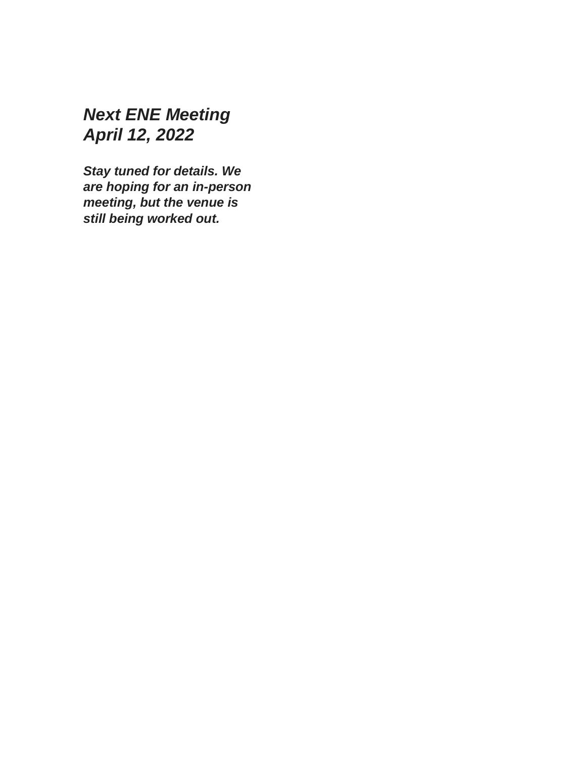## ***Next ENE Meeting April 12, 2022***

***Stay tuned for details. We are hoping for an in-person meeting, but the venue is still being worked out.***